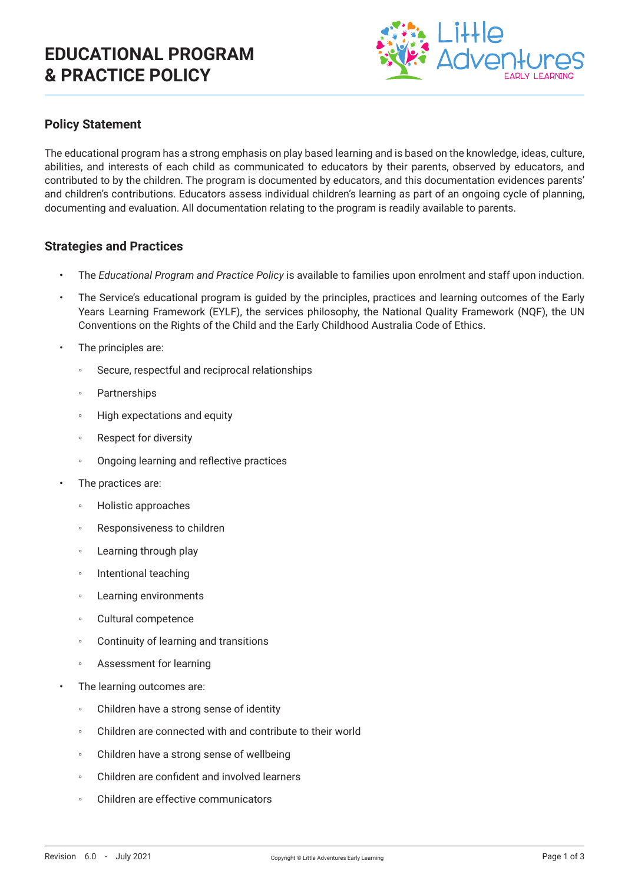# EDUCATIONAL PROGRAM & PRACTICE POLICY

## Policy Statement

The educational program has a strong emphasis on play based learning and is based on the knowledge, ideas, culture, abilities, and interests of each child as communicated to educators by their parents, observed by educators, and contributed to by the children. The program is documented by educators, and this documentation evidences parents' and children's contributions. Educators assess individual children's learning as part of an ongoing cycle of planning, documenting and evaluation. All documentation relating to the program is readily available to parents.

## Strategies and Practices

- The *Educational Program and Practice Policy* is available to families upon enrolment and staff upon induction.
- The Service's educational program is guided by the principles, practices and learning outcomes of the Early Years Learning Framework (EYLF), the services philosophy, the National Quality Framework (NQF), the UN Conventions on the Rights of the Child and the Early Childhood Australia Code of Ethics.
- The principles are:
  - Secure, respectful and reciprocal relationships
  - Partnerships
  - High expectations and equity
  - Respect for diversity
  - Ongoing learning and reflective practices
- The practices are:
  - Holistic approaches
  - Responsiveness to children
  - Learning through play
  - Intentional teaching
  - Learning environments
  - Cultural competence
  - Continuity of learning and transitions
  - Assessment for learning
- The learning outcomes are:
  - Children have a strong sense of identity
  - Children are connected with and contribute to their world
  - Children have a strong sense of wellbeing
  - Children are confident and involved learners
  - Children are effective communicators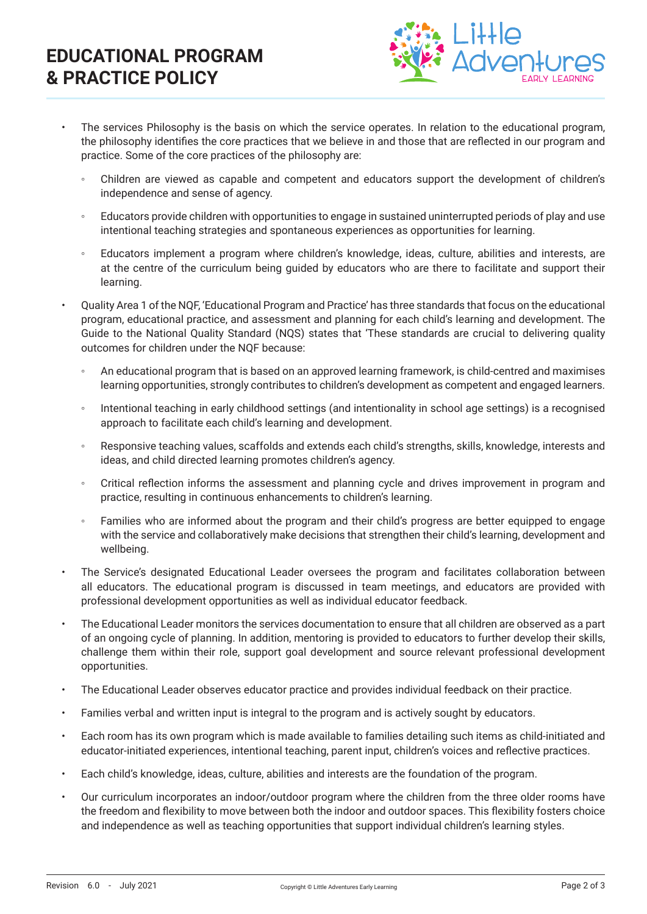- The services Philosophy is the basis on which the service operates. In relation to the educational program, the philosophy identifies the core practices that we believe in and those that are reflected in our program and practice. Some of the core practices of the philosophy are:
  - Children are viewed as capable and competent and educators support the development of children's independence and sense of agency.
  - Educators provide children with opportunities to engage in sustained uninterrupted periods of play and use intentional teaching strategies and spontaneous experiences as opportunities for learning.
  - Educators implement a program where children's knowledge, ideas, culture, abilities and interests, are at the centre of the curriculum being guided by educators who are there to facilitate and support their learning.
- Quality Area 1 of the NQF, 'Educational Program and Practice' has three standards that focus on the educational program, educational practice, and assessment and planning for each child's learning and development. The Guide to the National Quality Standard (NQS) states that 'These standards are crucial to delivering quality outcomes for children under the NQF because:
  - An educational program that is based on an approved learning framework, is child-centred and maximises learning opportunities, strongly contributes to children's development as competent and engaged learners.
  - Intentional teaching in early childhood settings (and intentionality in school age settings) is a recognised approach to facilitate each child's learning and development.
  - Responsive teaching values, scaffolds and extends each child's strengths, skills, knowledge, interests and ideas, and child directed learning promotes children's agency.
  - Critical reflection informs the assessment and planning cycle and drives improvement in program and practice, resulting in continuous enhancements to children's learning.
  - Families who are informed about the program and their child's progress are better equipped to engage with the service and collaboratively make decisions that strengthen their child's learning, development and wellbeing.
- The Service's designated Educational Leader oversees the program and facilitates collaboration between all educators. The educational program is discussed in team meetings, and educators are provided with professional development opportunities as well as individual educator feedback.
- The Educational Leader monitors the services documentation to ensure that all children are observed as a part of an ongoing cycle of planning. In addition, mentoring is provided to educators to further develop their skills, challenge them within their role, support goal development and source relevant professional development opportunities.
- The Educational Leader observes educator practice and provides individual feedback on their practice.
- Families verbal and written input is integral to the program and is actively sought by educators.
- Each room has its own program which is made available to families detailing such items as child-initiated and educator-initiated experiences, intentional teaching, parent input, children's voices and reflective practices.
- Each child's knowledge, ideas, culture, abilities and interests are the foundation of the program.
- Our curriculum incorporates an indoor/outdoor program where the children from the three older rooms have the freedom and flexibility to move between both the indoor and outdoor spaces. This flexibility fosters choice and independence as well as teaching opportunities that support individual children's learning styles.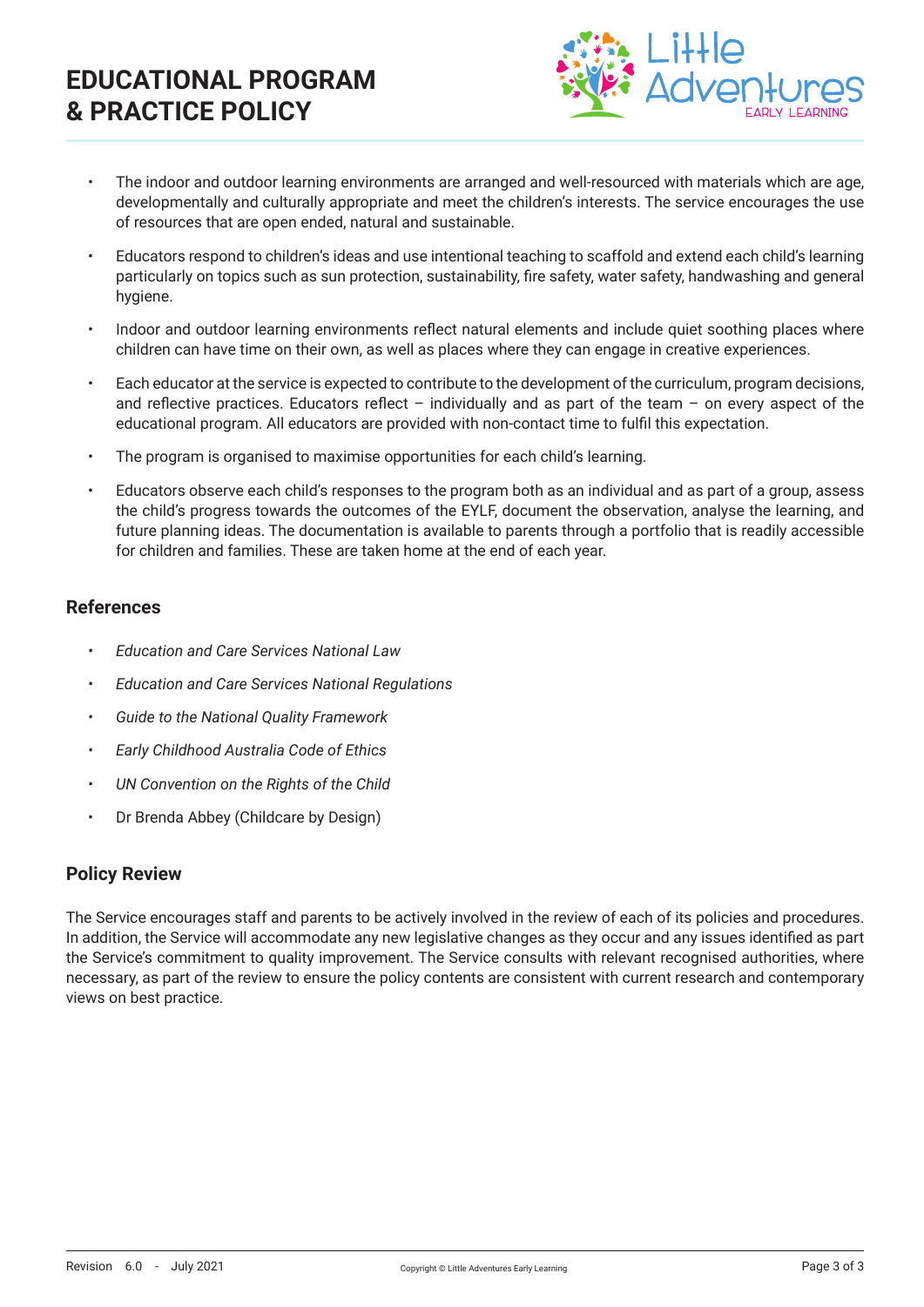- The indoor and outdoor learning environments are arranged and well-resourced with materials which are age, developmentally and culturally appropriate and meet the children's interests. The service encourages the use of resources that are open ended, natural and sustainable.
- Educators respond to children's ideas and use intentional teaching to scaffold and extend each child's learning particularly on topics such as sun protection, sustainability, fire safety, water safety, handwashing and general hygiene.
- Indoor and outdoor learning environments reflect natural elements and include quiet soothing places where children can have time on their own, as well as places where they can engage in creative experiences.
- Each educator at the service is expected to contribute to the development of the curriculum, program decisions, and reflective practices. Educators reflect – individually and as part of the team – on every aspect of the educational program. All educators are provided with non-contact time to fulfil this expectation.
- The program is organised to maximise opportunities for each child's learning.
- Educators observe each child's responses to the program both as an individual and as part of a group, assess the child's progress towards the outcomes of the EYLF, document the observation, analyse the learning, and future planning ideas. The documentation is available to parents through a portfolio that is readily accessible for children and families. These are taken home at the end of each year.

## References

- *Education and Care Services National Law*
- *Education and Care Services National Regulations*
- *Guide to the National Quality Framework*
- *Early Childhood Australia Code of Ethics*
- *UN Convention on the Rights of the Child*
- Dr Brenda Abbey (Childcare by Design)

## Policy Review

The Service encourages staff and parents to be actively involved in the review of each of its policies and procedures. In addition, the Service will accommodate any new legislative changes as they occur and any issues identified as part the Service's commitment to quality improvement. The Service consults with relevant recognised authorities, where necessary, as part of the review to ensure the policy contents are consistent with current research and contemporary views on best practice.